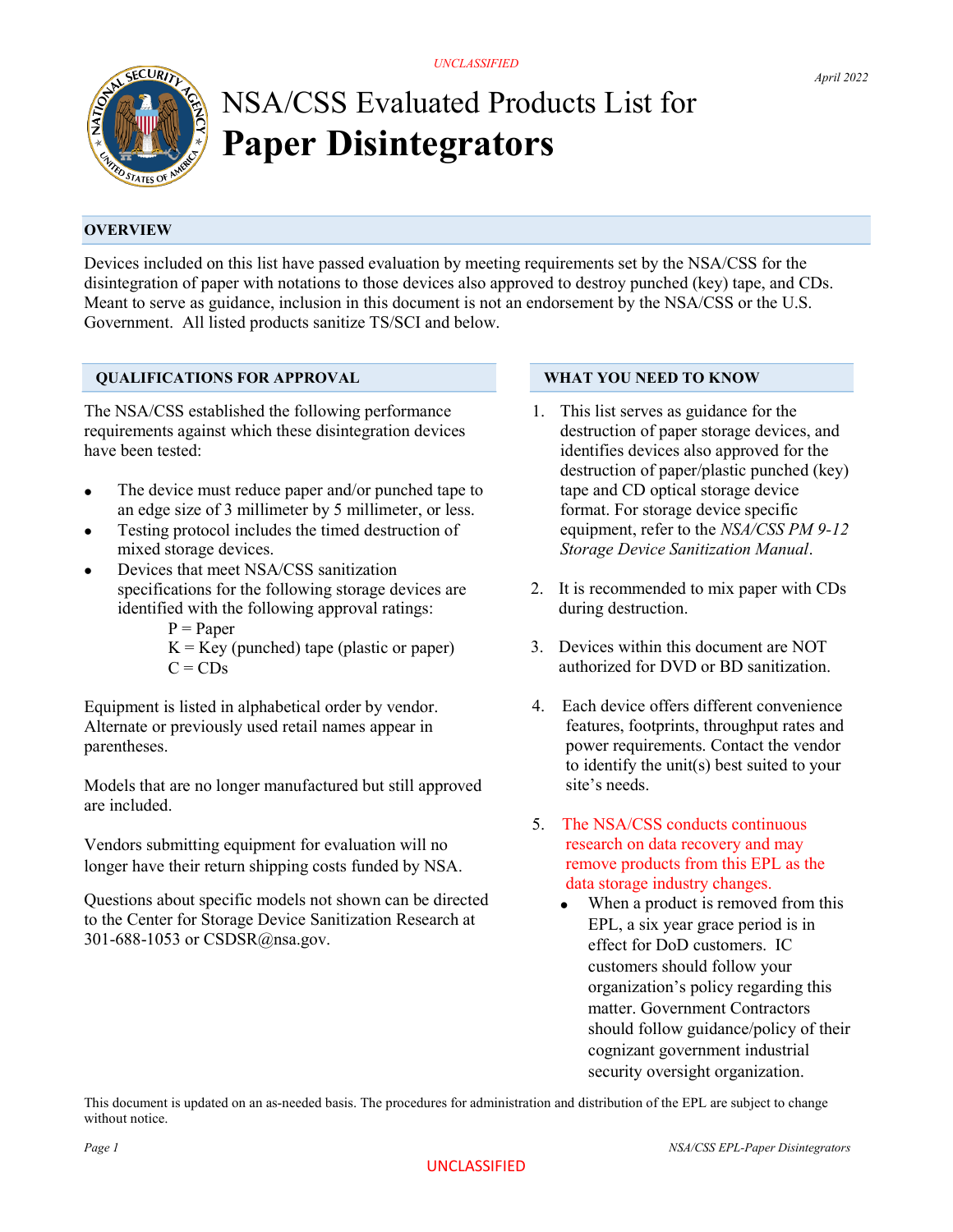UNCLASSIFIED

April 2022

# NSA/CSS Evaluated Products List for **Paper Disintegrators**

## OVERVIEW

Devices included on this list have passed evaluation by meeting requirements set by the NSA/CSS for the disintegration of paper with notations to those devices also approved to destroy punched (key) tape, and CDs. Meant to serve as guidance, inclusion in this document is not an endorsement by the NSA/CSS or the U.S. Government. All listed products sanitize TS/SCI and below.

## QUALIFICATIONS FOR APPROVAL

The NSA/CSS established the following performance requirements against which these disintegration devices have been tested:

- The device must reduce paper and/or punched tape to an edge size of 3 millimeter by 5 millimeter, or less.
- Testing protocol includes the timed destruction of mixed storage devices.
- Devices that meet NSA/CSS sanitization specifications for the following storage devices are identified with the following approval ratings:
  - P = Paper
  - K = Key (punched) tape (plastic or paper)
  - C = CDs

Equipment is listed in alphabetical order by vendor. Alternate or previously used retail names appear in parentheses.

Models that are no longer manufactured but still approved are included.

Vendors submitting equipment for evaluation will no longer have their return shipping costs funded by NSA.

Questions about specific models not shown can be directed to the Center for Storage Device Sanitization Research at 301-688-1053 or CSDSR@nsa.gov.

## WHAT YOU NEED TO KNOW

1. This list serves as guidance for the destruction of paper storage devices, and identifies devices also approved for the destruction of paper/plastic punched (key) tape and CD optical storage device format. For storage device specific equipment, refer to the *NSA/CSS PM 9-12 Storage Device Sanitization Manual*.
2. It is recommended to mix paper with CDs during destruction.
3. Devices within this document are NOT authorized for DVD or BD sanitization.
4. Each device offers different convenience features, footprints, throughput rates and power requirements. Contact the vendor to identify the unit(s) best suited to your site's needs.
5. The NSA/CSS conducts continuous research on data recovery and may remove products from this EPL as the data storage industry changes.
   - When a product is removed from this EPL, a six year grace period is in effect for DoD customers. IC customers should follow your organization's policy regarding this matter. Government Contractors should follow guidance/policy of their cognizant government industrial security oversight organization.

This document is updated on an as-needed basis. The procedures for administration and distribution of the EPL are subject to change without notice.

UNCLASSIFIED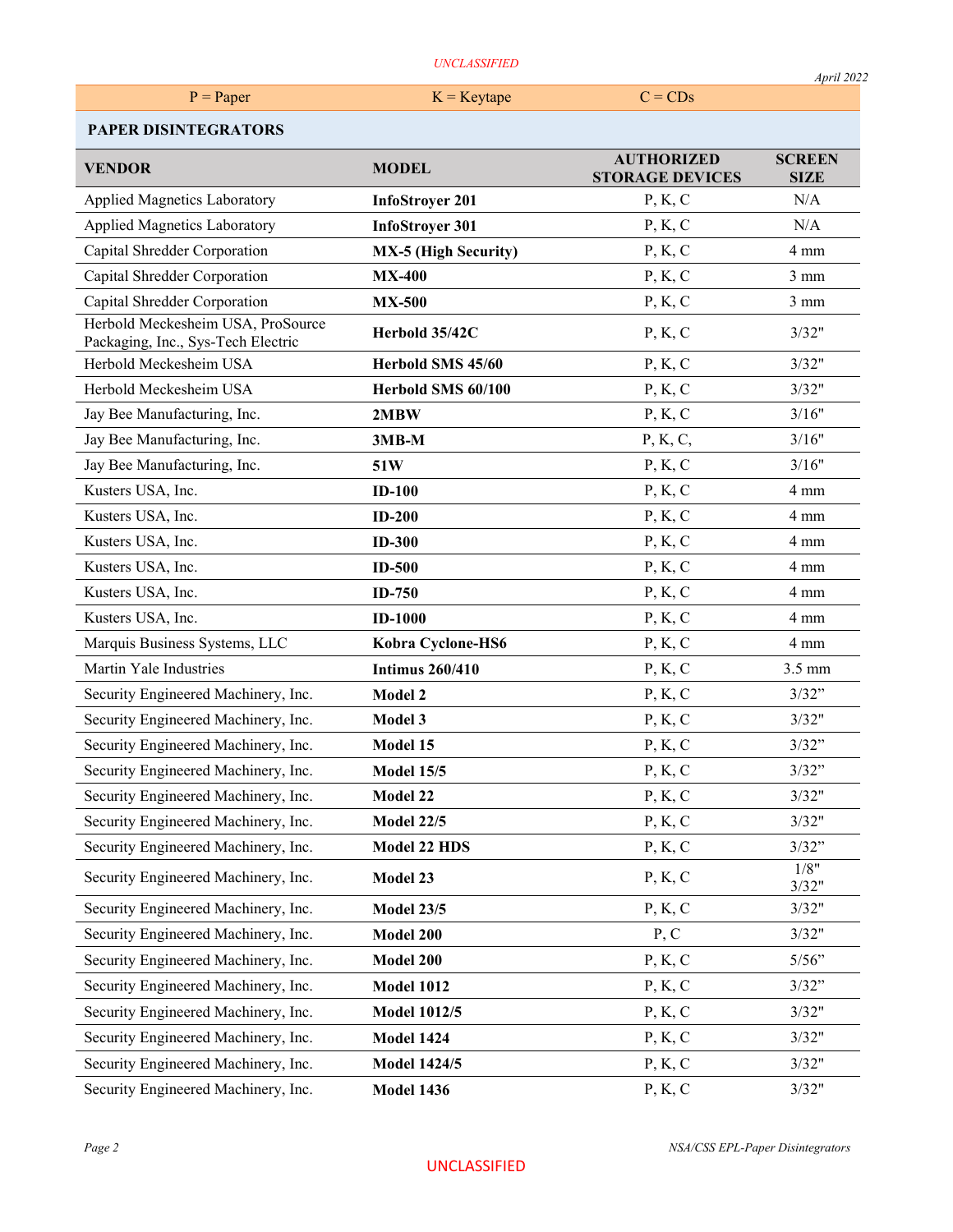UNCLASSIFIED

April 2022

| P = Paper | K = Keytape | C = CDs |
|---|---|---|

**PAPER DISINTEGRATORS**

| VENDOR | MODEL | AUTHORIZED STORAGE DEVICES | SCREEN SIZE |
|---|---|---|---|
| Applied Magnetics Laboratory | **InfoStroyer 201** | P, K, C | N/A |
| Applied Magnetics Laboratory | **InfoStroyer 301** | P, K, C | N/A |
| Capital Shredder Corporation | **MX-5 (High Security)** | P, K, C | 4 mm |
| Capital Shredder Corporation | **MX-400** | P, K, C | 3 mm |
| Capital Shredder Corporation | **MX-500** | P, K, C | 3 mm |
| Herbold Meckesheim USA, ProSource Packaging, Inc., Sys-Tech Electric | **Herbold 35/42C** | P, K, C | 3/32" |
| Herbold Meckesheim USA | **Herbold SMS 45/60** | P, K, C | 3/32" |
| Herbold Meckesheim USA | **Herbold SMS 60/100** | P, K, C | 3/32" |
| Jay Bee Manufacturing, Inc. | **2MBW** | P, K, C | 3/16" |
| Jay Bee Manufacturing, Inc. | **3MB-M** | P, K, C, | 3/16" |
| Jay Bee Manufacturing, Inc. | **51W** | P, K, C | 3/16" |
| Kusters USA, Inc. | **ID-100** | P, K, C | 4 mm |
| Kusters USA, Inc. | **ID-200** | P, K, C | 4 mm |
| Kusters USA, Inc. | **ID-300** | P, K, C | 4 mm |
| Kusters USA, Inc. | **ID-500** | P, K, C | 4 mm |
| Kusters USA, Inc. | **ID-750** | P, K, C | 4 mm |
| Kusters USA, Inc. | **ID-1000** | P, K, C | 4 mm |
| Marquis Business Systems, LLC | **Kobra Cyclone-HS6** | P, K, C | 4 mm |
| Martin Yale Industries | **Intimus 260/410** | P, K, C | 3.5 mm |
| Security Engineered Machinery, Inc. | **Model 2** | P, K, C | 3/32" |
| Security Engineered Machinery, Inc. | **Model 3** | P, K, C | 3/32" |
| Security Engineered Machinery, Inc. | **Model 15** | P, K, C | 3/32" |
| Security Engineered Machinery, Inc. | **Model 15/5** | P, K, C | 3/32" |
| Security Engineered Machinery, Inc. | **Model 22** | P, K, C | 3/32" |
| Security Engineered Machinery, Inc. | **Model 22/5** | P, K, C | 3/32" |
| Security Engineered Machinery, Inc. | **Model 22 HDS** | P, K, C | 3/32" |
| Security Engineered Machinery, Inc. | **Model 23** | P, K, C | 1/8" 3/32" |
| Security Engineered Machinery, Inc. | **Model 23/5** | P, K, C | 3/32" |
| Security Engineered Machinery, Inc. | **Model 200** | P, C | 3/32" |
| Security Engineered Machinery, Inc. | **Model 200** | P, K, C | 5/56" |
| Security Engineered Machinery, Inc. | **Model 1012** | P, K, C | 3/32" |
| Security Engineered Machinery, Inc. | **Model 1012/5** | P, K, C | 3/32" |
| Security Engineered Machinery, Inc. | **Model 1424** | P, K, C | 3/32" |
| Security Engineered Machinery, Inc. | **Model 1424/5** | P, K, C | 3/32" |
| Security Engineered Machinery, Inc. | **Model 1436** | P, K, C | 3/32" |

UNCLASSIFIED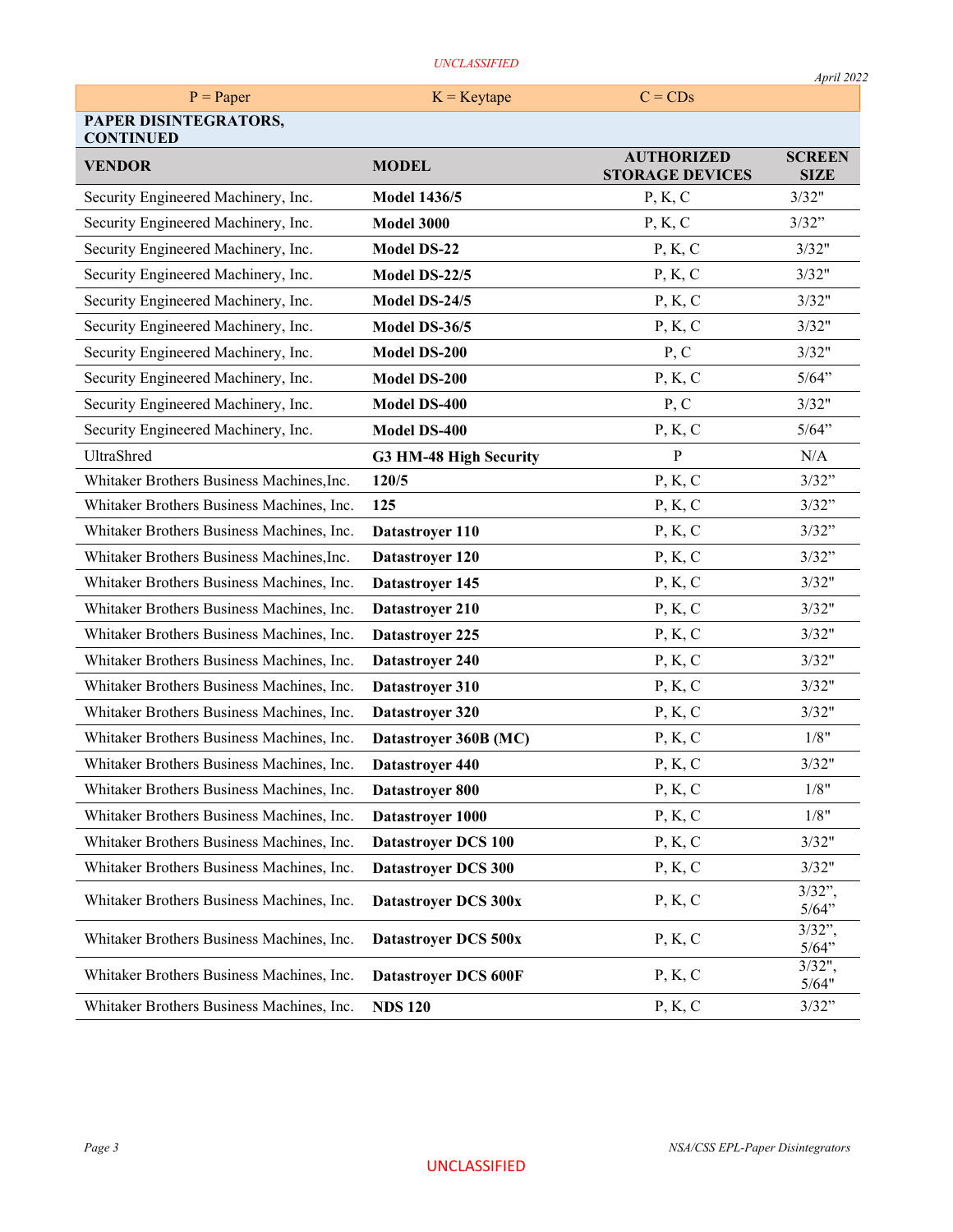UNCLASSIFIED

*April 2022*

| P = Paper | K = Keytape | C = CDs | |
|---|---|---|---|
| **PAPER DISINTEGRATORS, CONTINUED** | | | |
| **VENDOR** | **MODEL** | **AUTHORIZED STORAGE DEVICES** | **SCREEN SIZE** |
| Security Engineered Machinery, Inc. | **Model 1436/5** | P, K, C | 3/32" |
| Security Engineered Machinery, Inc. | **Model 3000** | P, K, C | 3/32” |
| Security Engineered Machinery, Inc. | **Model DS-22** | P, K, C | 3/32" |
| Security Engineered Machinery, Inc. | **Model DS-22/5** | P, K, C | 3/32" |
| Security Engineered Machinery, Inc. | **Model DS-24/5** | P, K, C | 3/32" |
| Security Engineered Machinery, Inc. | **Model DS-36/5** | P, K, C | 3/32" |
| Security Engineered Machinery, Inc. | **Model DS-200** | P, C | 3/32" |
| Security Engineered Machinery, Inc. | **Model DS-200** | P, K, C | 5/64” |
| Security Engineered Machinery, Inc. | **Model DS-400** | P, C | 3/32" |
| Security Engineered Machinery, Inc. | **Model DS-400** | P, K, C | 5/64” |
| UltraShred | **G3 HM-48 High Security** | P | N/A |
| Whitaker Brothers Business Machines,Inc. | **120/5** | P, K, C | 3/32” |
| Whitaker Brothers Business Machines, Inc. | **125** | P, K, C | 3/32” |
| Whitaker Brothers Business Machines, Inc. | **Datastroyer 110** | P, K, C | 3/32” |
| Whitaker Brothers Business Machines,Inc. | **Datastroyer 120** | P, K, C | 3/32” |
| Whitaker Brothers Business Machines, Inc. | **Datastroyer 145** | P, K, C | 3/32" |
| Whitaker Brothers Business Machines, Inc. | **Datastroyer 210** | P, K, C | 3/32" |
| Whitaker Brothers Business Machines, Inc. | **Datastroyer 225** | P, K, C | 3/32" |
| Whitaker Brothers Business Machines, Inc. | **Datastroyer 240** | P, K, C | 3/32" |
| Whitaker Brothers Business Machines, Inc. | **Datastroyer 310** | P, K, C | 3/32" |
| Whitaker Brothers Business Machines, Inc. | **Datastroyer 320** | P, K, C | 3/32" |
| Whitaker Brothers Business Machines, Inc. | **Datastroyer 360B (MC)** | P, K, C | 1/8" |
| Whitaker Brothers Business Machines, Inc. | **Datastroyer 440** | P, K, C | 3/32" |
| Whitaker Brothers Business Machines, Inc. | **Datastroyer 800** | P, K, C | 1/8" |
| Whitaker Brothers Business Machines, Inc. | **Datastroyer 1000** | P, K, C | 1/8" |
| Whitaker Brothers Business Machines, Inc. | **Datastroyer DCS 100** | P, K, C | 3/32" |
| Whitaker Brothers Business Machines, Inc. | **Datastroyer DCS 300** | P, K, C | 3/32" |
| Whitaker Brothers Business Machines, Inc. | **Datastroyer DCS 300x** | P, K, C | 3/32”, 5/64” |
| Whitaker Brothers Business Machines, Inc. | **Datastroyer DCS 500x** | P, K, C | 3/32”, 5/64” |
| Whitaker Brothers Business Machines, Inc. | **Datastroyer DCS 600F** | P, K, C | 3/32", 5/64" |
| Whitaker Brothers Business Machines, Inc. | **NDS 120** | P, K, C | 3/32” |

UNCLASSIFIED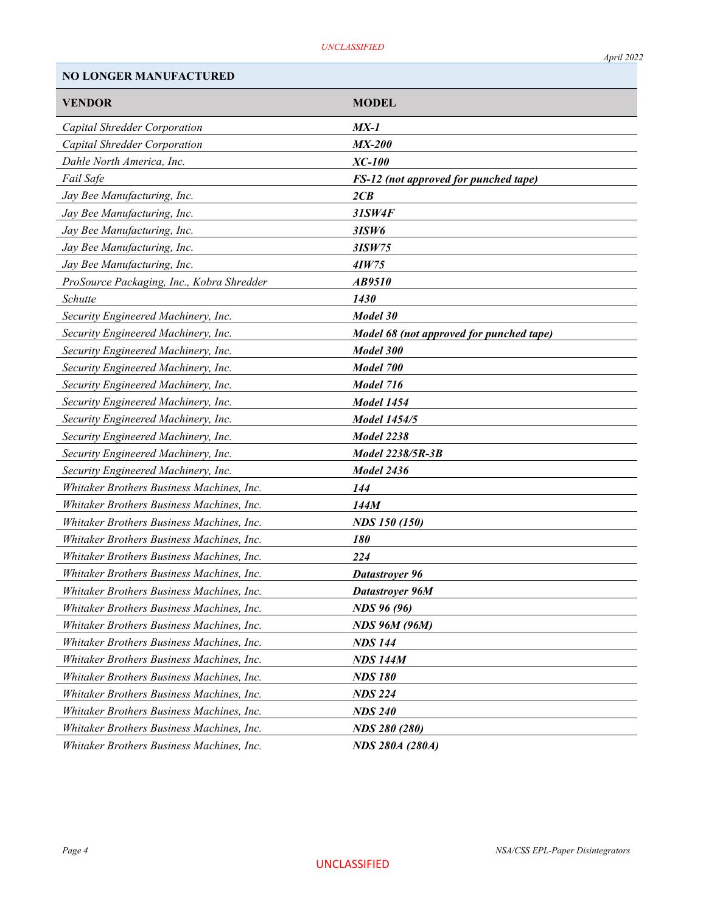## NO LONGER MANUFACTURED

| VENDOR | MODEL |
|---|---|
| *Capital Shredder Corporation* | ***MX-1*** |
| *Capital Shredder Corporation* | ***MX-200*** |
| *Dahle North America, Inc.* | ***XC-100*** |
| *Fail Safe* | ***FS-12 (not approved for punched tape)*** |
| *Jay Bee Manufacturing, Inc.* | ***2CB*** |
| *Jay Bee Manufacturing, Inc.* | ***31SW4F*** |
| *Jay Bee Manufacturing, Inc.* | ***3ISW6*** |
| *Jay Bee Manufacturing, Inc.* | ***3ISW75*** |
| *Jay Bee Manufacturing, Inc.* | ***4IW75*** |
| *ProSource Packaging, Inc., Kobra Shredder* | ***AB9510*** |
| *Schutte* | ***1430*** |
| *Security Engineered Machinery, Inc.* | ***Model 30*** |
| *Security Engineered Machinery, Inc.* | ***Model 68 (not approved for punched tape)*** |
| *Security Engineered Machinery, Inc.* | ***Model 300*** |
| *Security Engineered Machinery, Inc.* | ***Model 700*** |
| *Security Engineered Machinery, Inc.* | ***Model 716*** |
| *Security Engineered Machinery, Inc.* | ***Model 1454*** |
| *Security Engineered Machinery, Inc.* | ***Model 1454/5*** |
| *Security Engineered Machinery, Inc.* | ***Model 2238*** |
| *Security Engineered Machinery, Inc.* | ***Model 2238/5R-3B*** |
| *Security Engineered Machinery, Inc.* | ***Model 2436*** |
| *Whitaker Brothers Business Machines, Inc.* | ***144*** |
| *Whitaker Brothers Business Machines, Inc.* | ***144M*** |
| *Whitaker Brothers Business Machines, Inc.* | ***NDS 150 (150)*** |
| *Whitaker Brothers Business Machines, Inc.* | ***180*** |
| *Whitaker Brothers Business Machines, Inc.* | ***224*** |
| *Whitaker Brothers Business Machines, Inc.* | ***Datastroyer 96*** |
| *Whitaker Brothers Business Machines, Inc.* | ***Datastroyer 96M*** |
| *Whitaker Brothers Business Machines, Inc.* | ***NDS 96 (96)*** |
| *Whitaker Brothers Business Machines, Inc.* | ***NDS 96M (96M)*** |
| *Whitaker Brothers Business Machines, Inc.* | ***NDS 144*** |
| *Whitaker Brothers Business Machines, Inc.* | ***NDS 144M*** |
| *Whitaker Brothers Business Machines, Inc.* | ***NDS 180*** |
| *Whitaker Brothers Business Machines, Inc.* | ***NDS 224*** |
| *Whitaker Brothers Business Machines, Inc.* | ***NDS 240*** |
| *Whitaker Brothers Business Machines, Inc.* | ***NDS 280 (280)*** |
| *Whitaker Brothers Business Machines, Inc.* | ***NDS 280A (280A)*** |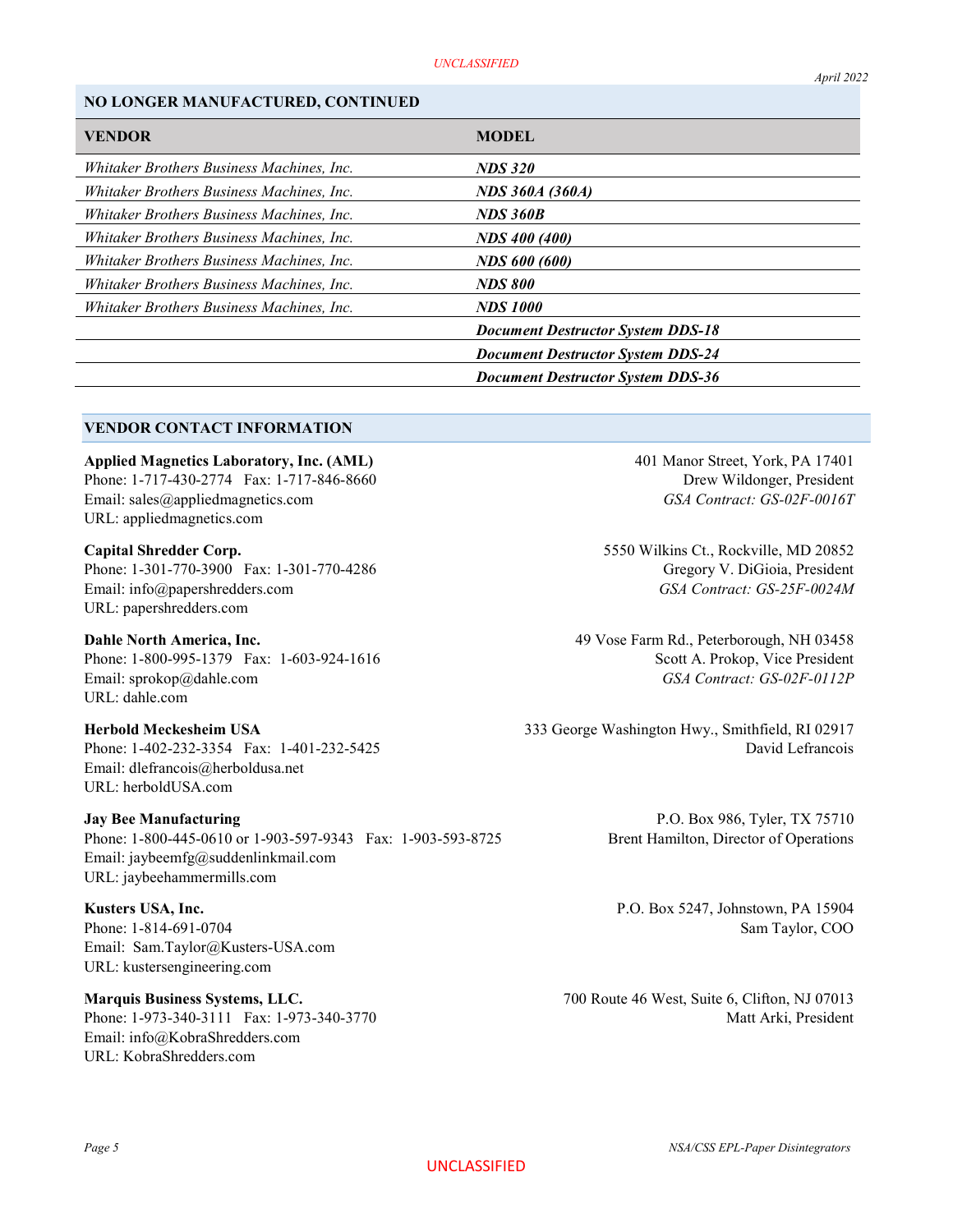## NO LONGER MANUFACTURED, CONTINUED

| VENDOR | MODEL |
|---|---|
| *Whitaker Brothers Business Machines, Inc.* | ***NDS 320*** |
| *Whitaker Brothers Business Machines, Inc.* | ***NDS 360A (360A)*** |
| *Whitaker Brothers Business Machines, Inc.* | ***NDS 360B*** |
| *Whitaker Brothers Business Machines, Inc.* | ***NDS 400 (400)*** |
| *Whitaker Brothers Business Machines, Inc.* | ***NDS 600 (600)*** |
| *Whitaker Brothers Business Machines, Inc.* | ***NDS 800*** |
| *Whitaker Brothers Business Machines, Inc.* | ***NDS 1000*** |
| | ***Document Destructor System DDS-18*** |
| | ***Document Destructor System DDS-24*** |
| | ***Document Destructor System DDS-36*** |

## VENDOR CONTACT INFORMATION

**Applied Magnetics Laboratory, Inc. (AML)**
Phone: 1-717-430-2774 Fax: 1-717-846-8660
Email: sales@appliedmagnetics.com
URL: appliedmagnetics.com
401 Manor Street, York, PA 17401
Drew Wildonger, President
*GSA Contract: GS-02F-0016T*

**Capital Shredder Corp.**
Phone: 1-301-770-3900 Fax: 1-301-770-4286
Email: info@papershredders.com
URL: papershredders.com
5550 Wilkins Ct., Rockville, MD 20852
Gregory V. DiGioia, President
*GSA Contract: GS-25F-0024M*

**Dahle North America, Inc.**
Phone: 1-800-995-1379 Fax: 1-603-924-1616
Email: sprokop@dahle.com
URL: dahle.com
49 Vose Farm Rd., Peterborough, NH 03458
Scott A. Prokop, Vice President
*GSA Contract: GS-02F-0112P*

**Herbold Meckesheim USA**
Phone: 1-402-232-3354 Fax: 1-401-232-5425
Email: dlefrancois@herboldusa.net
URL: herboldUSA.com
333 George Washington Hwy., Smithfield, RI 02917
David Lefrancois

**Jay Bee Manufacturing**
Phone: 1-800-445-0610 or 1-903-597-9343 Fax: 1-903-593-8725
Email: jaybeemfg@suddenlinkmail.com
URL: jaybeehammermills.com
P.O. Box 986, Tyler, TX 75710
Brent Hamilton, Director of Operations

**Kusters USA, Inc.**
Phone: 1-814-691-0704
Email: Sam.Taylor@Kusters-USA.com
URL: kustersengineering.com
P.O. Box 5247, Johnstown, PA 15904
Sam Taylor, COO

**Marquis Business Systems, LLC.**
Phone: 1-973-340-3111 Fax: 1-973-340-3770
Email: info@KobraShredders.com
URL: KobraShredders.com
700 Route 46 West, Suite 6, Clifton, NJ 07013
Matt Arki, President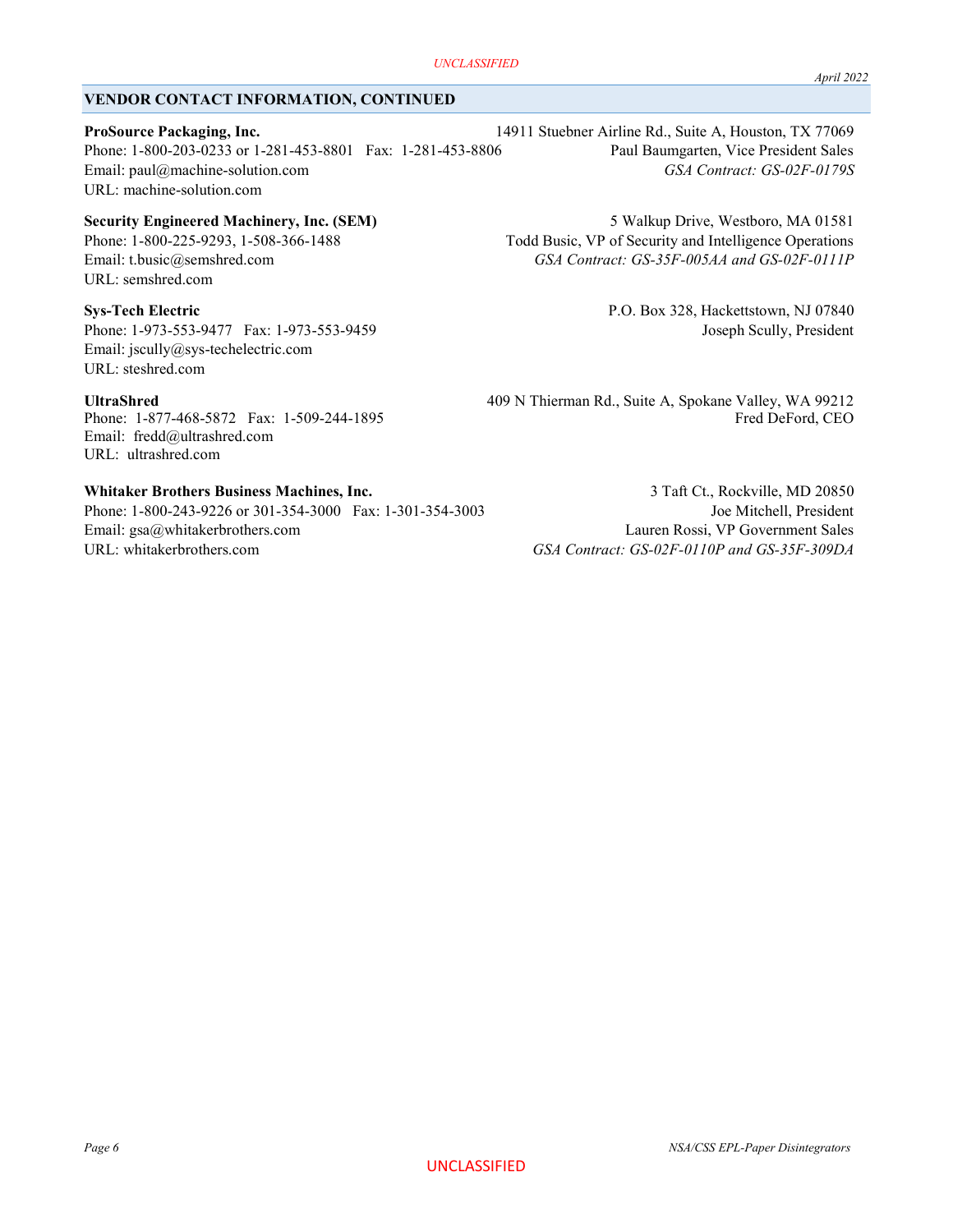## VENDOR CONTACT INFORMATION, CONTINUED

**ProSource Packaging, Inc.**
14911 Stuebner Airline Rd., Suite A, Houston, TX 77069
Phone: 1-800-203-0233 or 1-281-453-8801 Fax: 1-281-453-8806
Paul Baumgarten, Vice President Sales
Email: paul@machine-solution.com
*GSA Contract: GS-02F-0179S*
URL: machine-solution.com

**Security Engineered Machinery, Inc. (SEM)**
5 Walkup Drive, Westboro, MA 01581
Phone: 1-800-225-9293, 1-508-366-1488
Todd Busic, VP of Security and Intelligence Operations
Email: t.busic@semshred.com
*GSA Contract: GS-35F-005AA and GS-02F-0111P*
URL: semshred.com

**Sys-Tech Electric**
P.O. Box 328, Hackettstown, NJ 07840
Phone: 1-973-553-9477 Fax: 1-973-553-9459
Joseph Scully, President
Email: jscully@sys-techelectric.com
URL: steshred.com

**UltraShred**
409 N Thierman Rd., Suite A, Spokane Valley, WA 99212
Phone: 1-877-468-5872 Fax: 1-509-244-1895
Fred DeFord, CEO
Email: fredd@ultrashred.com
URL: ultrashred.com

**Whitaker Brothers Business Machines, Inc.**
3 Taft Ct., Rockville, MD 20850
Phone: 1-800-243-9226 or 301-354-3000 Fax: 1-301-354-3003
Joe Mitchell, President
Email: gsa@whitakerbrothers.com
Lauren Rossi, VP Government Sales
URL: whitakerbrothers.com
*GSA Contract: GS-02F-0110P and GS-35F-309DA*